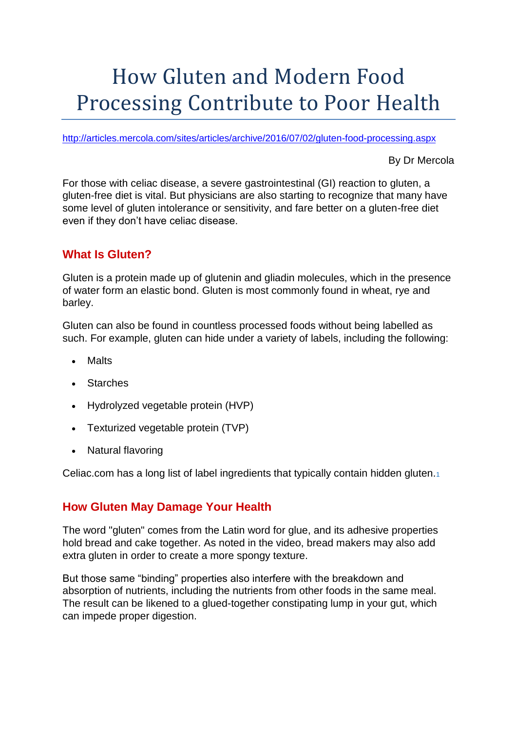# How Gluten and Modern Food Processing Contribute to Poor Health

http://articles.mercola.com/sites/articles/archive/2016/07/02/gluten-food-processing.aspx

By Dr Mercola

For those with celiac disease, a severe gastrointestinal (GI) reaction to gluten, a gluten-free diet is vital. But physicians are also starting to recognize that many have some level of gluten intolerance or sensitivity, and fare better on a gluten-free diet even if they don't have celiac disease.

## What Is Gluten?

Gluten is a protein made up of glutenin and gliadin molecules, which in the presence of water form an elastic bond. Gluten is most commonly found in wheat, rye and barley.

Gluten can also be found in countless processed foods without being labelled as such. For example, gluten can hide under a variety of labels, including the following:

- Malts
- Starches
- Hydrolyzed vegetable protein (HVP)
- Texturized vegetable protein (TVP)
- Natural flavoring

Celiac.com has a long list of label ingredients that typically contain hidden gluten.[1]

## How Gluten May Damage Your Health

The word "gluten" comes from the Latin word for glue, and its adhesive properties hold bread and cake together. As noted in the video, bread makers may also add extra gluten in order to create a more spongy texture.

But those same "binding" properties also interfere with the breakdown and absorption of nutrients, including the nutrients from other foods in the same meal. The result can be likened to a glued-together constipating lump in your gut, which can impede proper digestion.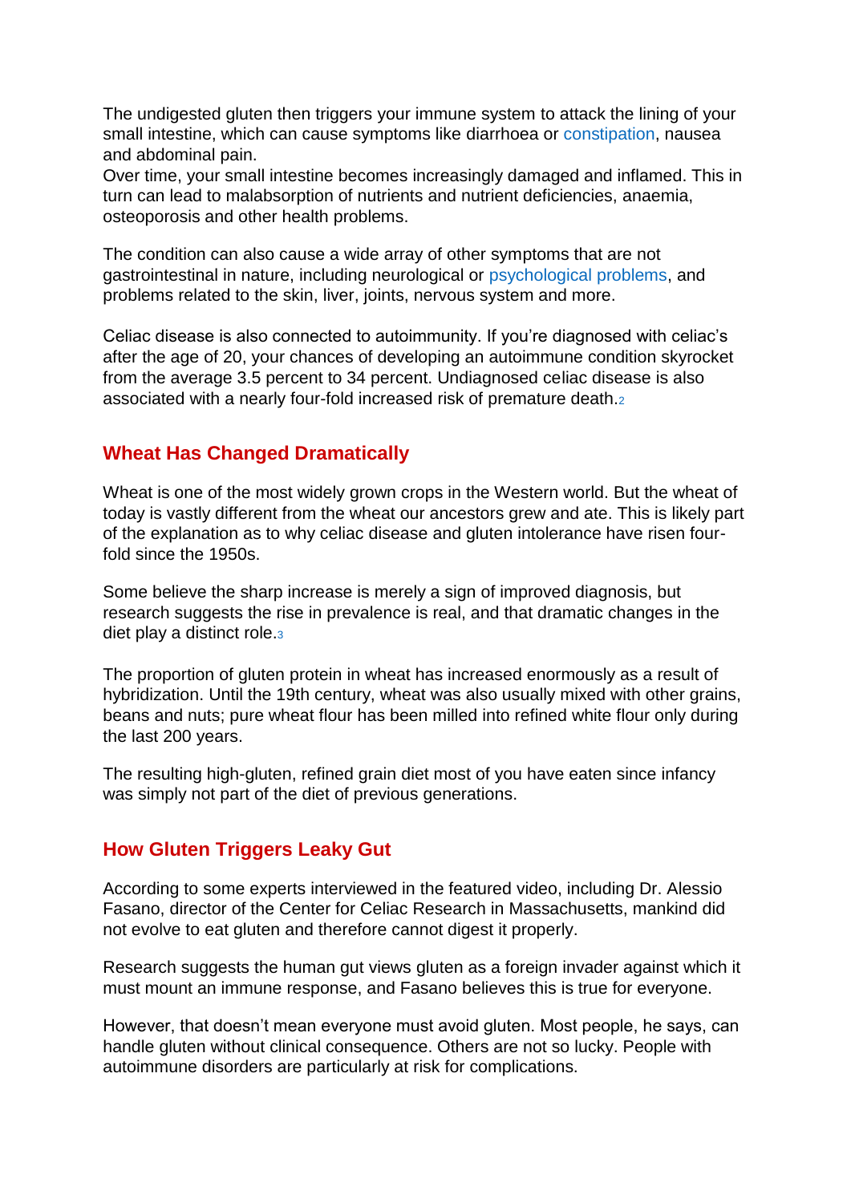The undigested gluten then triggers your immune system to attack the lining of your small intestine, which can cause symptoms like diarrhoea or constipation, nausea and abdominal pain.
Over time, your small intestine becomes increasingly damaged and inflamed. This in turn can lead to malabsorption of nutrients and nutrient deficiencies, anaemia, osteoporosis and other health problems.

The condition can also cause a wide array of other symptoms that are not gastrointestinal in nature, including neurological or psychological problems, and problems related to the skin, liver, joints, nervous system and more.

Celiac disease is also connected to autoimmunity. If you're diagnosed with celiac's after the age of 20, your chances of developing an autoimmune condition skyrocket from the average 3.5 percent to 34 percent. Undiagnosed celiac disease is also associated with a nearly four-fold increased risk of premature death.[2]

## Wheat Has Changed Dramatically

Wheat is one of the most widely grown crops in the Western world. But the wheat of today is vastly different from the wheat our ancestors grew and ate. This is likely part of the explanation as to why celiac disease and gluten intolerance have risen four-fold since the 1950s.

Some believe the sharp increase is merely a sign of improved diagnosis, but research suggests the rise in prevalence is real, and that dramatic changes in the diet play a distinct role.[3]

The proportion of gluten protein in wheat has increased enormously as a result of hybridization. Until the 19th century, wheat was also usually mixed with other grains, beans and nuts; pure wheat flour has been milled into refined white flour only during the last 200 years.

The resulting high-gluten, refined grain diet most of you have eaten since infancy was simply not part of the diet of previous generations.

## How Gluten Triggers Leaky Gut

According to some experts interviewed in the featured video, including Dr. Alessio Fasano, director of the Center for Celiac Research in Massachusetts, mankind did not evolve to eat gluten and therefore cannot digest it properly.

Research suggests the human gut views gluten as a foreign invader against which it must mount an immune response, and Fasano believes this is true for everyone.

However, that doesn't mean everyone must avoid gluten. Most people, he says, can handle gluten without clinical consequence. Others are not so lucky. People with autoimmune disorders are particularly at risk for complications.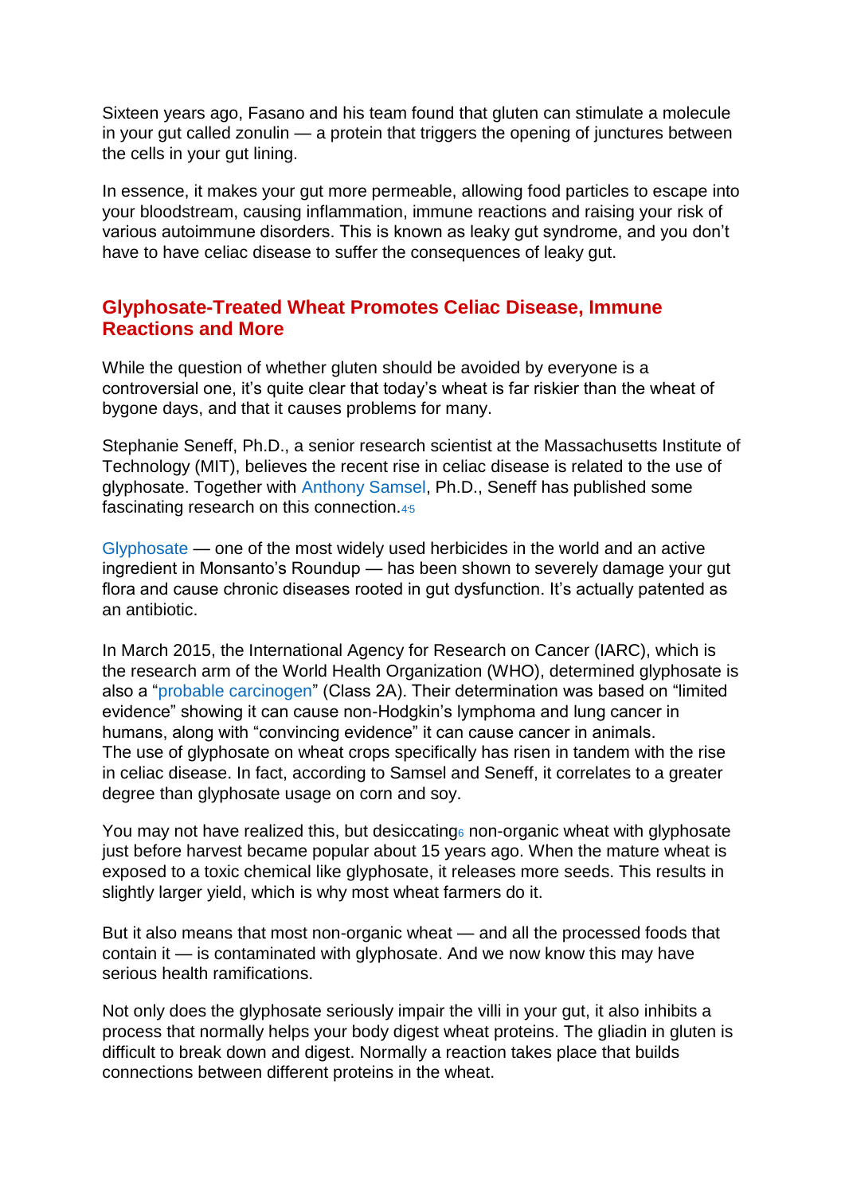Sixteen years ago, Fasano and his team found that gluten can stimulate a molecule in your gut called zonulin — a protein that triggers the opening of junctures between the cells in your gut lining.

In essence, it makes your gut more permeable, allowing food particles to escape into your bloodstream, causing inflammation, immune reactions and raising your risk of various autoimmune disorders. This is known as leaky gut syndrome, and you don't have to have celiac disease to suffer the consequences of leaky gut.

## Glyphosate-Treated Wheat Promotes Celiac Disease, Immune Reactions and More

While the question of whether gluten should be avoided by everyone is a controversial one, it's quite clear that today's wheat is far riskier than the wheat of bygone days, and that it causes problems for many.

Stephanie Seneff, Ph.D., a senior research scientist at the Massachusetts Institute of Technology (MIT), believes the recent rise in celiac disease is related to the use of glyphosate. Together with Anthony Samsel, Ph.D., Seneff has published some fascinating research on this connection.[4,5]

Glyphosate — one of the most widely used herbicides in the world and an active ingredient in Monsanto's Roundup — has been shown to severely damage your gut flora and cause chronic diseases rooted in gut dysfunction. It's actually patented as an antibiotic.

In March 2015, the International Agency for Research on Cancer (IARC), which is the research arm of the World Health Organization (WHO), determined glyphosate is also a "probable carcinogen" (Class 2A). Their determination was based on "limited evidence" showing it can cause non-Hodgkin's lymphoma and lung cancer in humans, along with "convincing evidence" it can cause cancer in animals.
The use of glyphosate on wheat crops specifically has risen in tandem with the rise in celiac disease. In fact, according to Samsel and Seneff, it correlates to a greater degree than glyphosate usage on corn and soy.

You may not have realized this, but desiccating[6] non-organic wheat with glyphosate just before harvest became popular about 15 years ago. When the mature wheat is exposed to a toxic chemical like glyphosate, it releases more seeds. This results in slightly larger yield, which is why most wheat farmers do it.

But it also means that most non-organic wheat — and all the processed foods that contain it — is contaminated with glyphosate. And we now know this may have serious health ramifications.

Not only does the glyphosate seriously impair the villi in your gut, it also inhibits a process that normally helps your body digest wheat proteins. The gliadin in gluten is difficult to break down and digest. Normally a reaction takes place that builds connections between different proteins in the wheat.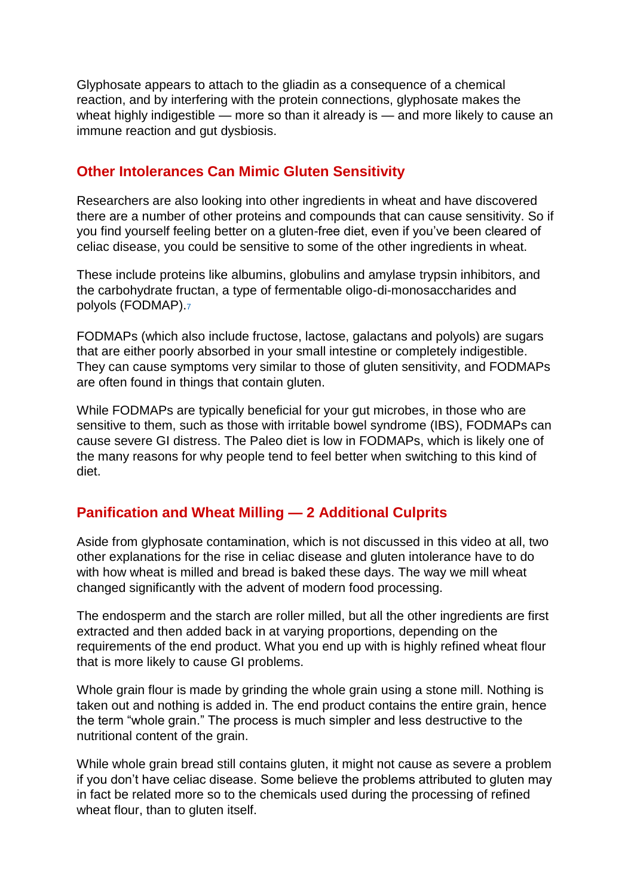Glyphosate appears to attach to the gliadin as a consequence of a chemical reaction, and by interfering with the protein connections, glyphosate makes the wheat highly indigestible — more so than it already is — and more likely to cause an immune reaction and gut dysbiosis.

## Other Intolerances Can Mimic Gluten Sensitivity

Researchers are also looking into other ingredients in wheat and have discovered there are a number of other proteins and compounds that can cause sensitivity. So if you find yourself feeling better on a gluten-free diet, even if you've been cleared of celiac disease, you could be sensitive to some of the other ingredients in wheat.

These include proteins like albumins, globulins and amylase trypsin inhibitors, and the carbohydrate fructan, a type of fermentable oligo-di-monosaccharides and polyols (FODMAP).[7]

FODMAPs (which also include fructose, lactose, galactans and polyols) are sugars that are either poorly absorbed in your small intestine or completely indigestible. They can cause symptoms very similar to those of gluten sensitivity, and FODMAPs are often found in things that contain gluten.

While FODMAPs are typically beneficial for your gut microbes, in those who are sensitive to them, such as those with irritable bowel syndrome (IBS), FODMAPs can cause severe GI distress. The Paleo diet is low in FODMAPs, which is likely one of the many reasons for why people tend to feel better when switching to this kind of diet.

## Panification and Wheat Milling — 2 Additional Culprits

Aside from glyphosate contamination, which is not discussed in this video at all, two other explanations for the rise in celiac disease and gluten intolerance have to do with how wheat is milled and bread is baked these days. The way we mill wheat changed significantly with the advent of modern food processing.

The endosperm and the starch are roller milled, but all the other ingredients are first extracted and then added back in at varying proportions, depending on the requirements of the end product. What you end up with is highly refined wheat flour that is more likely to cause GI problems.

Whole grain flour is made by grinding the whole grain using a stone mill. Nothing is taken out and nothing is added in. The end product contains the entire grain, hence the term "whole grain." The process is much simpler and less destructive to the nutritional content of the grain.

While whole grain bread still contains gluten, it might not cause as severe a problem if you don't have celiac disease. Some believe the problems attributed to gluten may in fact be related more so to the chemicals used during the processing of refined wheat flour, than to gluten itself.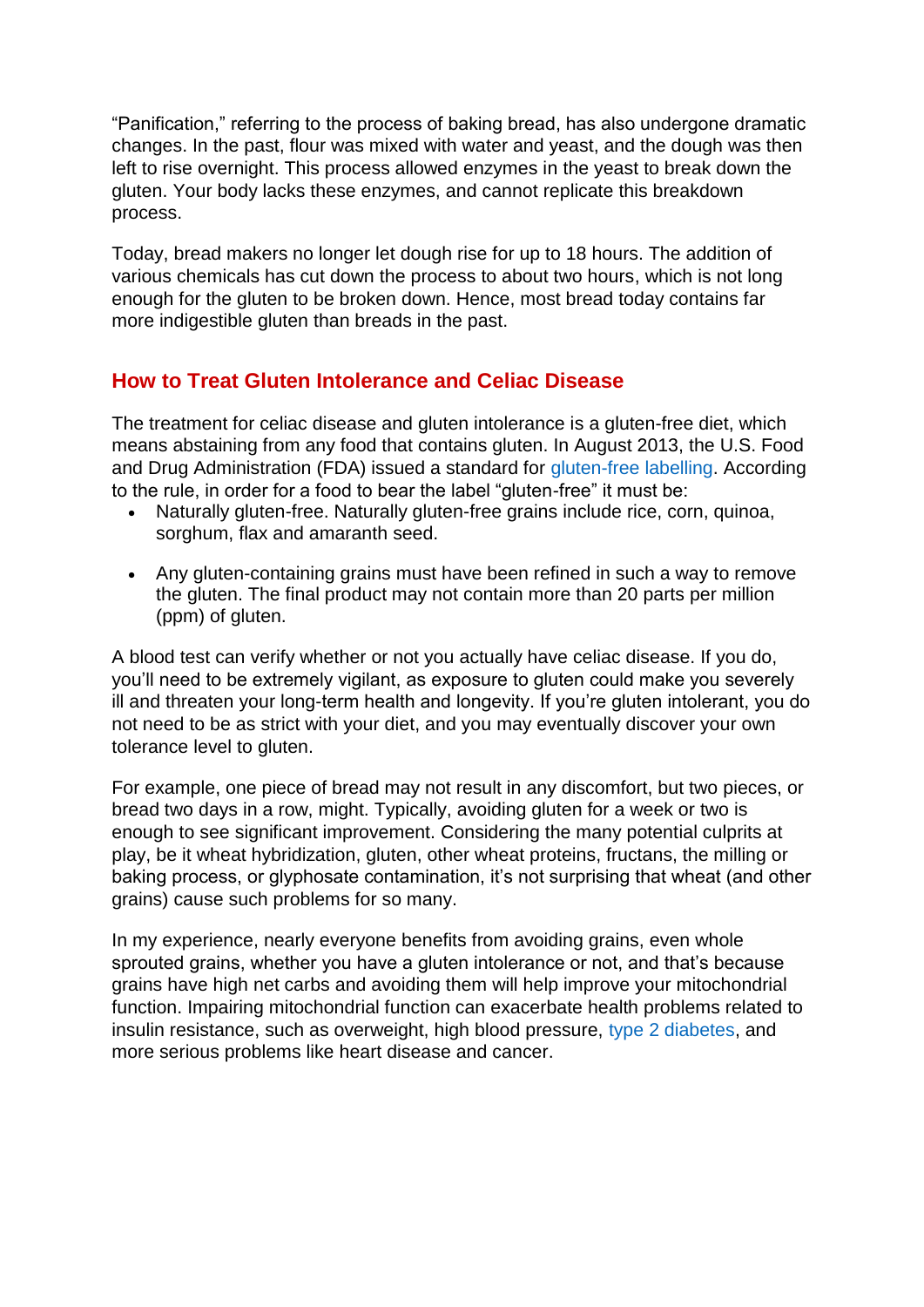"Panification," referring to the process of baking bread, has also undergone dramatic changes. In the past, flour was mixed with water and yeast, and the dough was then left to rise overnight. This process allowed enzymes in the yeast to break down the gluten. Your body lacks these enzymes, and cannot replicate this breakdown process.

Today, bread makers no longer let dough rise for up to 18 hours. The addition of various chemicals has cut down the process to about two hours, which is not long enough for the gluten to be broken down. Hence, most bread today contains far more indigestible gluten than breads in the past.

## How to Treat Gluten Intolerance and Celiac Disease

The treatment for celiac disease and gluten intolerance is a gluten-free diet, which means abstaining from any food that contains gluten. In August 2013, the U.S. Food and Drug Administration (FDA) issued a standard for gluten-free labelling. According to the rule, in order for a food to bear the label "gluten-free" it must be:

- Naturally gluten-free. Naturally gluten-free grains include rice, corn, quinoa, sorghum, flax and amaranth seed.
- Any gluten-containing grains must have been refined in such a way to remove the gluten. The final product may not contain more than 20 parts per million (ppm) of gluten.

A blood test can verify whether or not you actually have celiac disease. If you do, you'll need to be extremely vigilant, as exposure to gluten could make you severely ill and threaten your long-term health and longevity. If you're gluten intolerant, you do not need to be as strict with your diet, and you may eventually discover your own tolerance level to gluten.

For example, one piece of bread may not result in any discomfort, but two pieces, or bread two days in a row, might. Typically, avoiding gluten for a week or two is enough to see significant improvement. Considering the many potential culprits at play, be it wheat hybridization, gluten, other wheat proteins, fructans, the milling or baking process, or glyphosate contamination, it's not surprising that wheat (and other grains) cause such problems for so many.

In my experience, nearly everyone benefits from avoiding grains, even whole sprouted grains, whether you have a gluten intolerance or not, and that's because grains have high net carbs and avoiding them will help improve your mitochondrial function. Impairing mitochondrial function can exacerbate health problems related to insulin resistance, such as overweight, high blood pressure, type 2 diabetes, and more serious problems like heart disease and cancer.